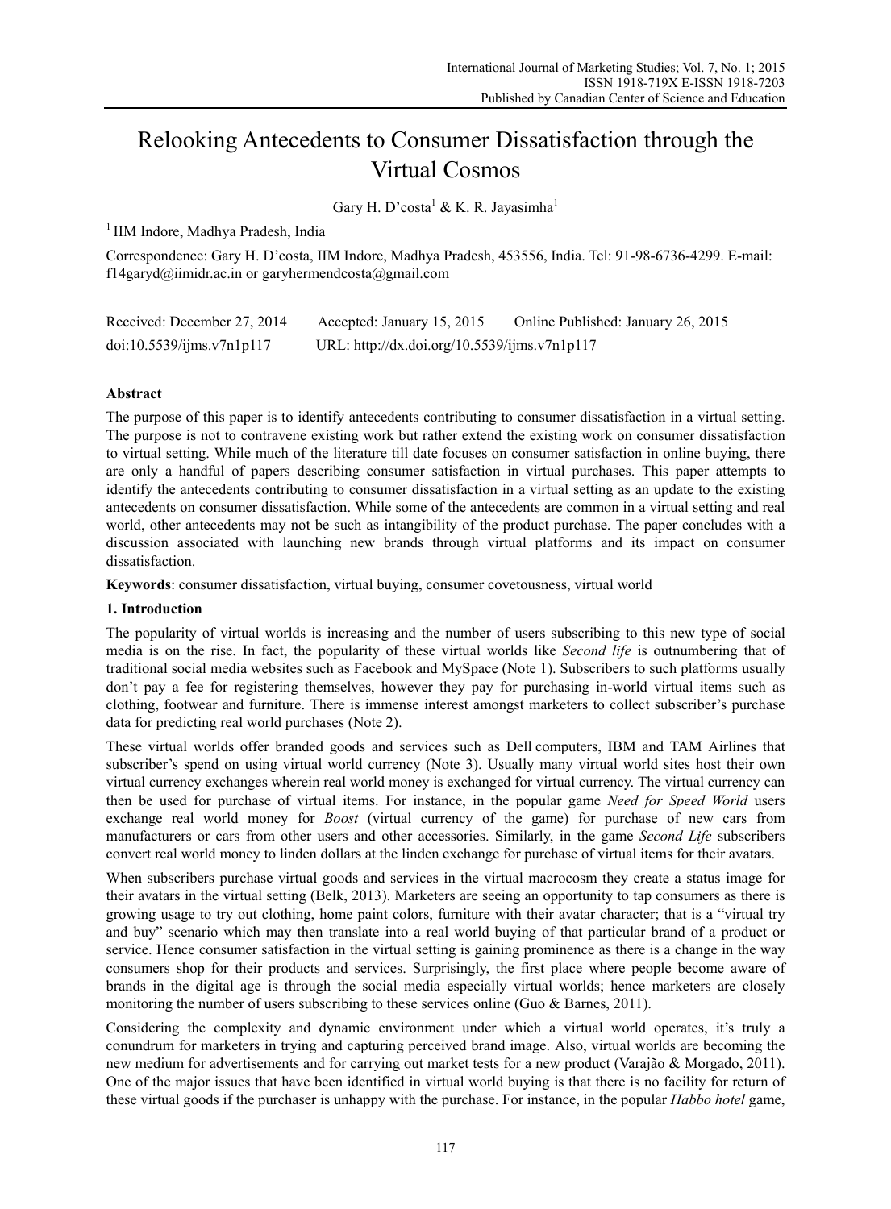# Relooking Antecedents to Consumer Dissatisfaction through the Virtual Cosmos

Gary H. D'costa[1] & K. R. Jayasimha[1]

[1] IIM Indore, Madhya Pradesh, India

Correspondence: Gary H. D'costa, IIM Indore, Madhya Pradesh, 453556, India. Tel: 91-98-6736-4299. E-mail: f14garyd@iimidr.ac.in or garyhermendcosta@gmail.com

Received: December 27, 2014 Accepted: January 15, 2015 Online Published: January 26, 2015

doi:10.5539/ijms.v7n1p117 URL: http://dx.doi.org/10.5539/ijms.v7n1p117

## Abstract

The purpose of this paper is to identify antecedents contributing to consumer dissatisfaction in a virtual setting. The purpose is not to contravene existing work but rather extend the existing work on consumer dissatisfaction to virtual setting. While much of the literature till date focuses on consumer satisfaction in online buying, there are only a handful of papers describing consumer satisfaction in virtual purchases. This paper attempts to identify the antecedents contributing to consumer dissatisfaction in a virtual setting as an update to the existing antecedents on consumer dissatisfaction. While some of the antecedents are common in a virtual setting and real world, other antecedents may not be such as intangibility of the product purchase. The paper concludes with a discussion associated with launching new brands through virtual platforms and its impact on consumer dissatisfaction.

**Keywords**: consumer dissatisfaction, virtual buying, consumer covetousness, virtual world

## 1. Introduction

The popularity of virtual worlds is increasing and the number of users subscribing to this new type of social media is on the rise. In fact, the popularity of these virtual worlds like *Second life* is outnumbering that of traditional social media websites such as Facebook and MySpace (Note 1). Subscribers to such platforms usually don't pay a fee for registering themselves, however they pay for purchasing in-world virtual items such as clothing, footwear and furniture. There is immense interest amongst marketers to collect subscriber's purchase data for predicting real world purchases (Note 2).

These virtual worlds offer branded goods and services such as Dell computers, IBM and TAM Airlines that subscriber's spend on using virtual world currency (Note 3). Usually many virtual world sites host their own virtual currency exchanges wherein real world money is exchanged for virtual currency. The virtual currency can then be used for purchase of virtual items. For instance, in the popular game *Need for Speed World* users exchange real world money for *Boost* (virtual currency of the game) for purchase of new cars from manufacturers or cars from other users and other accessories. Similarly, in the game *Second Life* subscribers convert real world money to linden dollars at the linden exchange for purchase of virtual items for their avatars.

When subscribers purchase virtual goods and services in the virtual macrocosm they create a status image for their avatars in the virtual setting (Belk, 2013). Marketers are seeing an opportunity to tap consumers as there is growing usage to try out clothing, home paint colors, furniture with their avatar character; that is a "virtual try and buy" scenario which may then translate into a real world buying of that particular brand of a product or service. Hence consumer satisfaction in the virtual setting is gaining prominence as there is a change in the way consumers shop for their products and services. Surprisingly, the first place where people become aware of brands in the digital age is through the social media especially virtual worlds; hence marketers are closely monitoring the number of users subscribing to these services online (Guo & Barnes, 2011).

Considering the complexity and dynamic environment under which a virtual world operates, it's truly a conundrum for marketers in trying and capturing perceived brand image. Also, virtual worlds are becoming the new medium for advertisements and for carrying out market tests for a new product (Varajão & Morgado, 2011). One of the major issues that have been identified in virtual world buying is that there is no facility for return of these virtual goods if the purchaser is unhappy with the purchase. For instance, in the popular *Habbo hotel* game,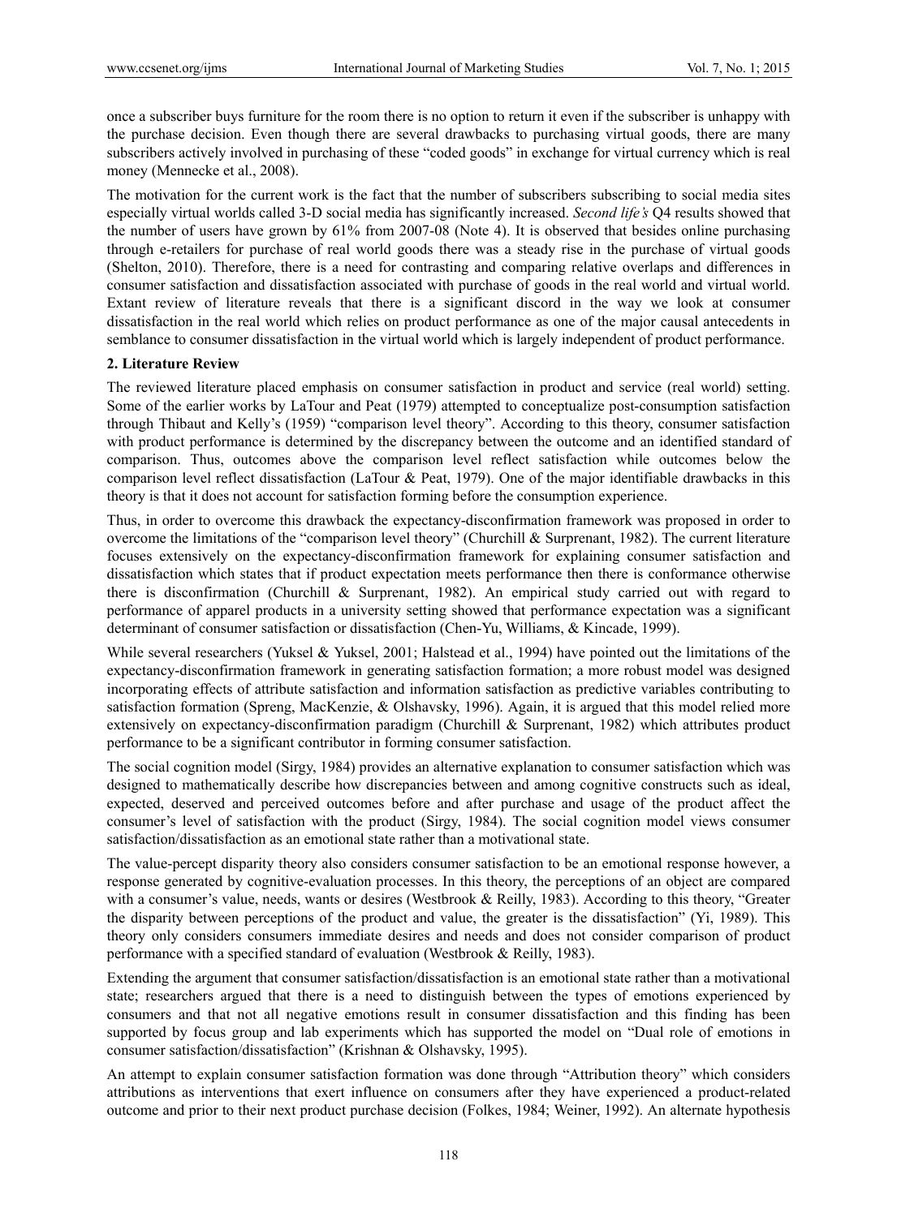once a subscriber buys furniture for the room there is no option to return it even if the subscriber is unhappy with the purchase decision. Even though there are several drawbacks to purchasing virtual goods, there are many subscribers actively involved in purchasing of these "coded goods" in exchange for virtual currency which is real money (Mennecke et al., 2008).

The motivation for the current work is the fact that the number of subscribers subscribing to social media sites especially virtual worlds called 3-D social media has significantly increased. *Second life's* Q4 results showed that the number of users have grown by 61% from 2007-08 (Note 4). It is observed that besides online purchasing through e-retailers for purchase of real world goods there was a steady rise in the purchase of virtual goods (Shelton, 2010). Therefore, there is a need for contrasting and comparing relative overlaps and differences in consumer satisfaction and dissatisfaction associated with purchase of goods in the real world and virtual world. Extant review of literature reveals that there is a significant discord in the way we look at consumer dissatisfaction in the real world which relies on product performance as one of the major causal antecedents in semblance to consumer dissatisfaction in the virtual world which is largely independent of product performance.

## 2. Literature Review

The reviewed literature placed emphasis on consumer satisfaction in product and service (real world) setting. Some of the earlier works by LaTour and Peat (1979) attempted to conceptualize post-consumption satisfaction through Thibaut and Kelly's (1959) "comparison level theory". According to this theory, consumer satisfaction with product performance is determined by the discrepancy between the outcome and an identified standard of comparison. Thus, outcomes above the comparison level reflect satisfaction while outcomes below the comparison level reflect dissatisfaction (LaTour & Peat, 1979). One of the major identifiable drawbacks in this theory is that it does not account for satisfaction forming before the consumption experience.

Thus, in order to overcome this drawback the expectancy-disconfirmation framework was proposed in order to overcome the limitations of the "comparison level theory" (Churchill & Surprenant, 1982). The current literature focuses extensively on the expectancy-disconfirmation framework for explaining consumer satisfaction and dissatisfaction which states that if product expectation meets performance then there is conformance otherwise there is disconfirmation (Churchill & Surprenant, 1982). An empirical study carried out with regard to performance of apparel products in a university setting showed that performance expectation was a significant determinant of consumer satisfaction or dissatisfaction (Chen-Yu, Williams, & Kincade, 1999).

While several researchers (Yuksel & Yuksel, 2001; Halstead et al., 1994) have pointed out the limitations of the expectancy-disconfirmation framework in generating satisfaction formation; a more robust model was designed incorporating effects of attribute satisfaction and information satisfaction as predictive variables contributing to satisfaction formation (Spreng, MacKenzie, & Olshavsky, 1996). Again, it is argued that this model relied more extensively on expectancy-disconfirmation paradigm (Churchill & Surprenant, 1982) which attributes product performance to be a significant contributor in forming consumer satisfaction.

The social cognition model (Sirgy, 1984) provides an alternative explanation to consumer satisfaction which was designed to mathematically describe how discrepancies between and among cognitive constructs such as ideal, expected, deserved and perceived outcomes before and after purchase and usage of the product affect the consumer's level of satisfaction with the product (Sirgy, 1984). The social cognition model views consumer satisfaction/dissatisfaction as an emotional state rather than a motivational state.

The value-percept disparity theory also considers consumer satisfaction to be an emotional response however, a response generated by cognitive-evaluation processes. In this theory, the perceptions of an object are compared with a consumer's value, needs, wants or desires (Westbrook & Reilly, 1983). According to this theory, "Greater the disparity between perceptions of the product and value, the greater is the dissatisfaction" (Yi, 1989). This theory only considers consumers immediate desires and needs and does not consider comparison of product performance with a specified standard of evaluation (Westbrook & Reilly, 1983).

Extending the argument that consumer satisfaction/dissatisfaction is an emotional state rather than a motivational state; researchers argued that there is a need to distinguish between the types of emotions experienced by consumers and that not all negative emotions result in consumer dissatisfaction and this finding has been supported by focus group and lab experiments which has supported the model on "Dual role of emotions in consumer satisfaction/dissatisfaction" (Krishnan & Olshavsky, 1995).

An attempt to explain consumer satisfaction formation was done through "Attribution theory" which considers attributions as interventions that exert influence on consumers after they have experienced a product-related outcome and prior to their next product purchase decision (Folkes, 1984; Weiner, 1992). An alternate hypothesis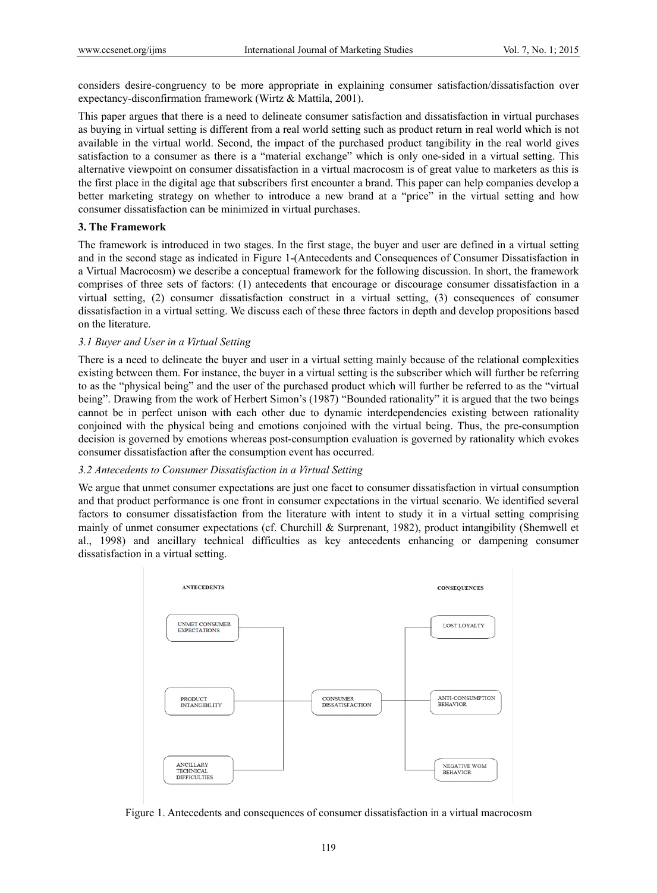considers desire-congruency to be more appropriate in explaining consumer satisfaction/dissatisfaction over expectancy-disconfirmation framework (Wirtz & Mattila, 2001).

This paper argues that there is a need to delineate consumer satisfaction and dissatisfaction in virtual purchases as buying in virtual setting is different from a real world setting such as product return in real world which is not available in the virtual world. Second, the impact of the purchased product tangibility in the real world gives satisfaction to a consumer as there is a "material exchange" which is only one-sided in a virtual setting. This alternative viewpoint on consumer dissatisfaction in a virtual macrocosm is of great value to marketers as this is the first place in the digital age that subscribers first encounter a brand. This paper can help companies develop a better marketing strategy on whether to introduce a new brand at a "price" in the virtual setting and how consumer dissatisfaction can be minimized in virtual purchases.

## 3. The Framework

The framework is introduced in two stages. In the first stage, the buyer and user are defined in a virtual setting and in the second stage as indicated in Figure 1-(Antecedents and Consequences of Consumer Dissatisfaction in a Virtual Macrocosm) we describe a conceptual framework for the following discussion. In short, the framework comprises of three sets of factors: (1) antecedents that encourage or discourage consumer dissatisfaction in a virtual setting, (2) consumer dissatisfaction construct in a virtual setting, (3) consequences of consumer dissatisfaction in a virtual setting. We discuss each of these three factors in depth and develop propositions based on the literature.

### *3.1 Buyer and User in a Virtual Setting*

There is a need to delineate the buyer and user in a virtual setting mainly because of the relational complexities existing between them. For instance, the buyer in a virtual setting is the subscriber which will further be referring to as the "physical being" and the user of the purchased product which will further be referred to as the "virtual being". Drawing from the work of Herbert Simon's (1987) "Bounded rationality" it is argued that the two beings cannot be in perfect unison with each other due to dynamic interdependencies existing between rationality conjoined with the physical being and emotions conjoined with the virtual being. Thus, the pre-consumption decision is governed by emotions whereas post-consumption evaluation is governed by rationality which evokes consumer dissatisfaction after the consumption event has occurred.

### *3.2 Antecedents to Consumer Dissatisfaction in a Virtual Setting*

We argue that unmet consumer expectations are just one facet to consumer dissatisfaction in virtual consumption and that product performance is one front in consumer expectations in the virtual scenario. We identified several factors to consumer dissatisfaction from the literature with intent to study it in a virtual setting comprising mainly of unmet consumer expectations (cf. Churchill & Surprenant, 1982), product intangibility (Shemwell et al., 1998) and ancillary technical difficulties as key antecedents enhancing or dampening consumer dissatisfaction in a virtual setting.

ANTECEDENTS: UNMET CONSUMER EXPECTATIONS; PRODUCT INTANGIBILITY; ANCILLARY TECHNICAL DIFFICULTIES → CONSUMER DISSATISFACTION → CONSEQUENCES: LOST LOYALTY; ANTI-CONSUMPTION BEHAVIOR; NEGATIVE WOM BEHAVIOR

Figure 1. Antecedents and consequences of consumer dissatisfaction in a virtual macrocosm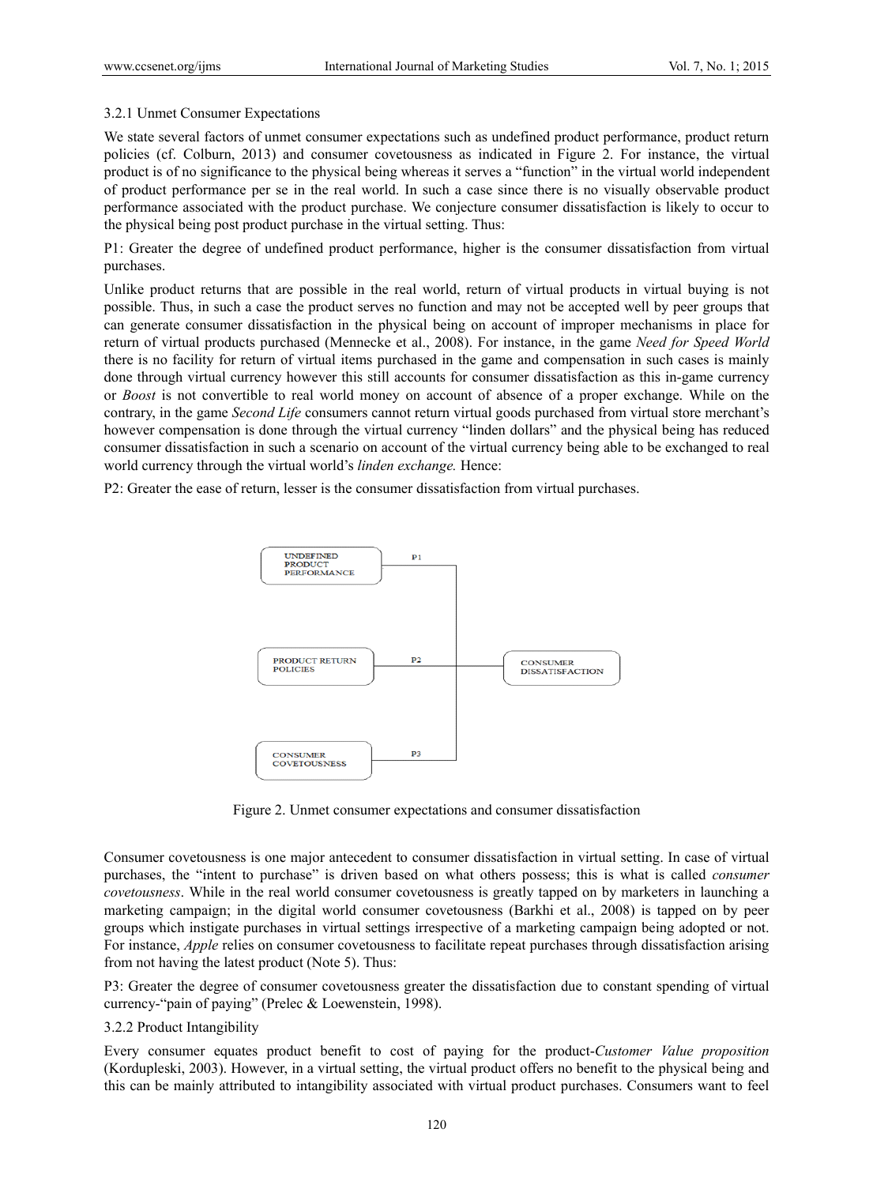#### 3.2.1 Unmet Consumer Expectations

We state several factors of unmet consumer expectations such as undefined product performance, product return policies (cf. Colburn, 2013) and consumer covetousness as indicated in Figure 2. For instance, the virtual product is of no significance to the physical being whereas it serves a "function" in the virtual world independent of product performance per se in the real world. In such a case since there is no visually observable product performance associated with the product purchase. We conjecture consumer dissatisfaction is likely to occur to the physical being post product purchase in the virtual setting. Thus:

P1: Greater the degree of undefined product performance, higher is the consumer dissatisfaction from virtual purchases.

Unlike product returns that are possible in the real world, return of virtual products in virtual buying is not possible. Thus, in such a case the product serves no function and may not be accepted well by peer groups that can generate consumer dissatisfaction in the physical being on account of improper mechanisms in place for return of virtual products purchased (Mennecke et al., 2008). For instance, in the game *Need for Speed World* there is no facility for return of virtual items purchased in the game and compensation in such cases is mainly done through virtual currency however this still accounts for consumer dissatisfaction as this in-game currency or *Boost* is not convertible to real world money on account of absence of a proper exchange. While on the contrary, in the game *Second Life* consumers cannot return virtual goods purchased from virtual store merchant's however compensation is done through the virtual currency "linden dollars" and the physical being has reduced consumer dissatisfaction in such a scenario on account of the virtual currency being able to be exchanged to real world currency through the virtual world's *linden exchange.* Hence:

P2: Greater the ease of return, lesser is the consumer dissatisfaction from virtual purchases.

UNDEFINED PRODUCT PERFORMANCE — P1
PRODUCT RETURN POLICIES — P2
CONSUMER COVETOUSNESS — P3
→ CONSUMER DISSATISFACTION

Figure 2. Unmet consumer expectations and consumer dissatisfaction

Consumer covetousness is one major antecedent to consumer dissatisfaction in virtual setting. In case of virtual purchases, the "intent to purchase" is driven based on what others possess; this is what is called *consumer covetousness*. While in the real world consumer covetousness is greatly tapped on by marketeers in launching a marketing campaign; in the digital world consumer covetousness (Barkhi et al., 2008) is tapped on by peer groups which instigate purchases in virtual settings irrespective of a marketing campaign being adopted or not. For instance, *Apple* relies on consumer covetousness to facilitate repeat purchases through dissatisfaction arising from not having the latest product (Note 5). Thus:

P3: Greater the degree of consumer covetousness greater the dissatisfaction due to constant spending of virtual currency-"pain of paying" (Prelec & Loewenstein, 1998).

#### 3.2.2 Product Intangibility

Every consumer equates product benefit to cost of paying for the product-*Customer Value proposition* (Kordupleski, 2003). However, in a virtual setting, the virtual product offers no benefit to the physical being and this can be mainly attributed to intangibility associated with virtual product purchases. Consumers want to feel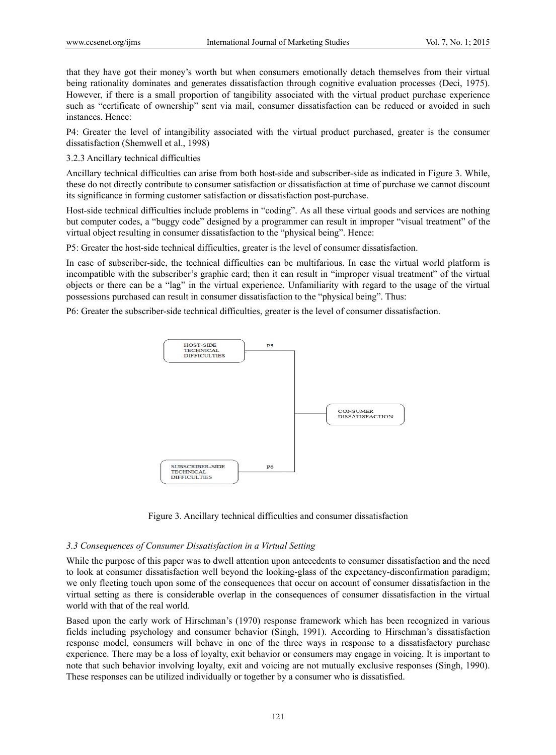that they have got their money's worth but when consumers emotionally detach themselves from their virtual being rationality dominates and generates dissatisfaction through cognitive evaluation processes (Deci, 1975). However, if there is a small proportion of tangibility associated with the virtual product purchase experience such as "certificate of ownership" sent via mail, consumer dissatisfaction can be reduced or avoided in such instances. Hence:

P4: Greater the level of intangibility associated with the virtual product purchased, greater is the consumer dissatisfaction (Shemwell et al., 1998)

3.2.3 Ancillary technical difficulties

Ancillary technical difficulties can arise from both host-side and subscriber-side as indicated in Figure 3. While, these do not directly contribute to consumer satisfaction or dissatisfaction at time of purchase we cannot discount its significance in forming customer satisfaction or dissatisfaction post-purchase.

Host-side technical difficulties include problems in "coding". As all these virtual goods and services are nothing but computer codes, a "buggy code" designed by a programmer can result in improper "visual treatment" of the virtual object resulting in consumer dissatisfaction to the "physical being". Hence:

P5: Greater the host-side technical difficulties, greater is the level of consumer dissatisfaction.

In case of subscriber-side, the technical difficulties can be multifarious. In case the virtual world platform is incompatible with the subscriber's graphic card; then it can result in "improper visual treatment" of the virtual objects or there can be a "lag" in the virtual experience. Unfamiliarity with regard to the usage of the virtual possessions purchased can result in consumer dissatisfaction to the "physical being". Thus:

P6: Greater the subscriber-side technical difficulties, greater is the level of consumer dissatisfaction.

HOST-SIDE TECHNICAL DIFFICULTIES — P5 → CONSUMER DISSATISFACTION

SUBSCRIBER-SIDE TECHNICAL DIFFICULTIES — P6 → CONSUMER DISSATISFACTION

Figure 3. Ancillary technical difficulties and consumer dissatisfaction

### *3.3 Consequences of Consumer Dissatisfaction in a Virtual Setting*

While the purpose of this paper was to dwell attention upon antecedents to consumer dissatisfaction and the need to look at consumer dissatisfaction well beyond the looking-glass of the expectancy-disconfirmation paradigm; we only fleeting touch upon some of the consequences that occur on account of consumer dissatisfaction in the virtual setting as there is considerable overlap in the consequences of consumer dissatisfaction in the virtual world with that of the real world.

Based upon the early work of Hirschman's (1970) response framework which has been recognized in various fields including psychology and consumer behavior (Singh, 1991). According to Hirschman's dissatisfaction response model, consumers will behave in one of the three ways in response to a dissatisfactory purchase experience. There may be a loss of loyalty, exit behavior or consumers may engage in voicing. It is important to note that such behavior involving loyalty, exit and voicing are not mutually exclusive responses (Singh, 1990). These responses can be utilized individually or together by a consumer who is dissatisfied.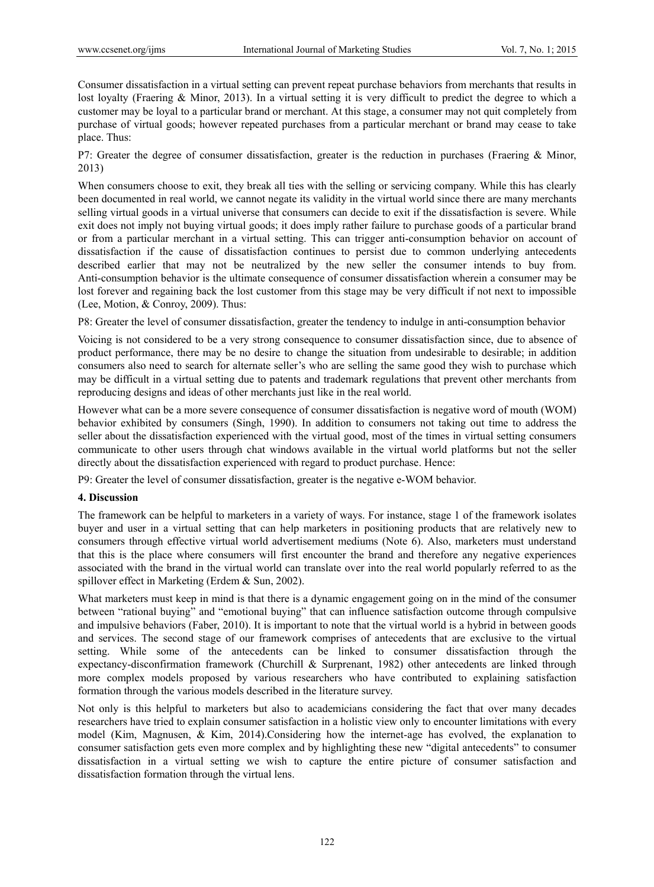Consumer dissatisfaction in a virtual setting can prevent repeat purchase behaviors from merchants that results in lost loyalty (Fraering & Minor, 2013). In a virtual setting it is very difficult to predict the degree to which a customer may be loyal to a particular brand or merchant. At this stage, a consumer may not quit completely from purchase of virtual goods; however repeated purchases from a particular merchant or brand may cease to take place. Thus:

P7: Greater the degree of consumer dissatisfaction, greater is the reduction in purchases (Fraering & Minor, 2013)

When consumers choose to exit, they break all ties with the selling or servicing company. While this has clearly been documented in real world, we cannot negate its validity in the virtual world since there are many merchants selling virtual goods in a virtual universe that consumers can decide to exit if the dissatisfaction is severe. While exit does not imply not buying virtual goods; it does imply rather failure to purchase goods of a particular brand or from a particular merchant in a virtual setting. This can trigger anti-consumption behavior on account of dissatisfaction if the cause of dissatisfaction continues to persist due to common underlying antecedents described earlier that may not be neutralized by the new seller the consumer intends to buy from. Anti-consumption behavior is the ultimate consequence of consumer dissatisfaction wherein a consumer may be lost forever and regaining back the lost customer from this stage may be very difficult if not next to impossible (Lee, Motion, & Conroy, 2009). Thus:

P8: Greater the level of consumer dissatisfaction, greater the tendency to indulge in anti-consumption behavior

Voicing is not considered to be a very strong consequence to consumer dissatisfaction since, due to absence of product performance, there may be no desire to change the situation from undesirable to desirable; in addition consumers also need to search for alternate seller's who are selling the same good they wish to purchase which may be difficult in a virtual setting due to patents and trademark regulations that prevent other merchants from reproducing designs and ideas of other merchants just like in the real world.

However what can be a more severe consequence of consumer dissatisfaction is negative word of mouth (WOM) behavior exhibited by consumers (Singh, 1990). In addition to consumers not taking out time to address the seller about the dissatisfaction experienced with the virtual good, most of the times in virtual setting consumers communicate to other users through chat windows available in the virtual world platforms but not the seller directly about the dissatisfaction experienced with regard to product purchase. Hence:

P9: Greater the level of consumer dissatisfaction, greater is the negative e-WOM behavior.

## 4. Discussion

The framework can be helpful to marketers in a variety of ways. For instance, stage 1 of the framework isolates buyer and user in a virtual setting that can help marketers in positioning products that are relatively new to consumers through effective virtual world advertisement mediums (Note 6). Also, marketers must understand that this is the place where consumers will first encounter the brand and therefore any negative experiences associated with the brand in the virtual world can translate over into the real world popularly referred to as the spillover effect in Marketing (Erdem & Sun, 2002).

What marketers must keep in mind is that there is a dynamic engagement going on in the mind of the consumer between "rational buying" and "emotional buying" that can influence satisfaction outcome through compulsive and impulsive behaviors (Faber, 2010). It is important to note that the virtual world is a hybrid in between goods and services. The second stage of our framework comprises of antecedents that are exclusive to the virtual setting. While some of the antecedents can be linked to consumer dissatisfaction through the expectancy-disconfirmation framework (Churchill & Surprenant, 1982) other antecedents are linked through more complex models proposed by various researchers who have contributed to explaining satisfaction formation through the various models described in the literature survey.

Not only is this helpful to marketers but also to academicians considering the fact that over many decades researchers have tried to explain consumer satisfaction in a holistic view only to encounter limitations with every model (Kim, Magnusen, & Kim, 2014).Considering how the internet-age has evolved, the explanation to consumer satisfaction gets even more complex and by highlighting these new "digital antecedents" to consumer dissatisfaction in a virtual setting we wish to capture the entire picture of consumer satisfaction and dissatisfaction formation through the virtual lens.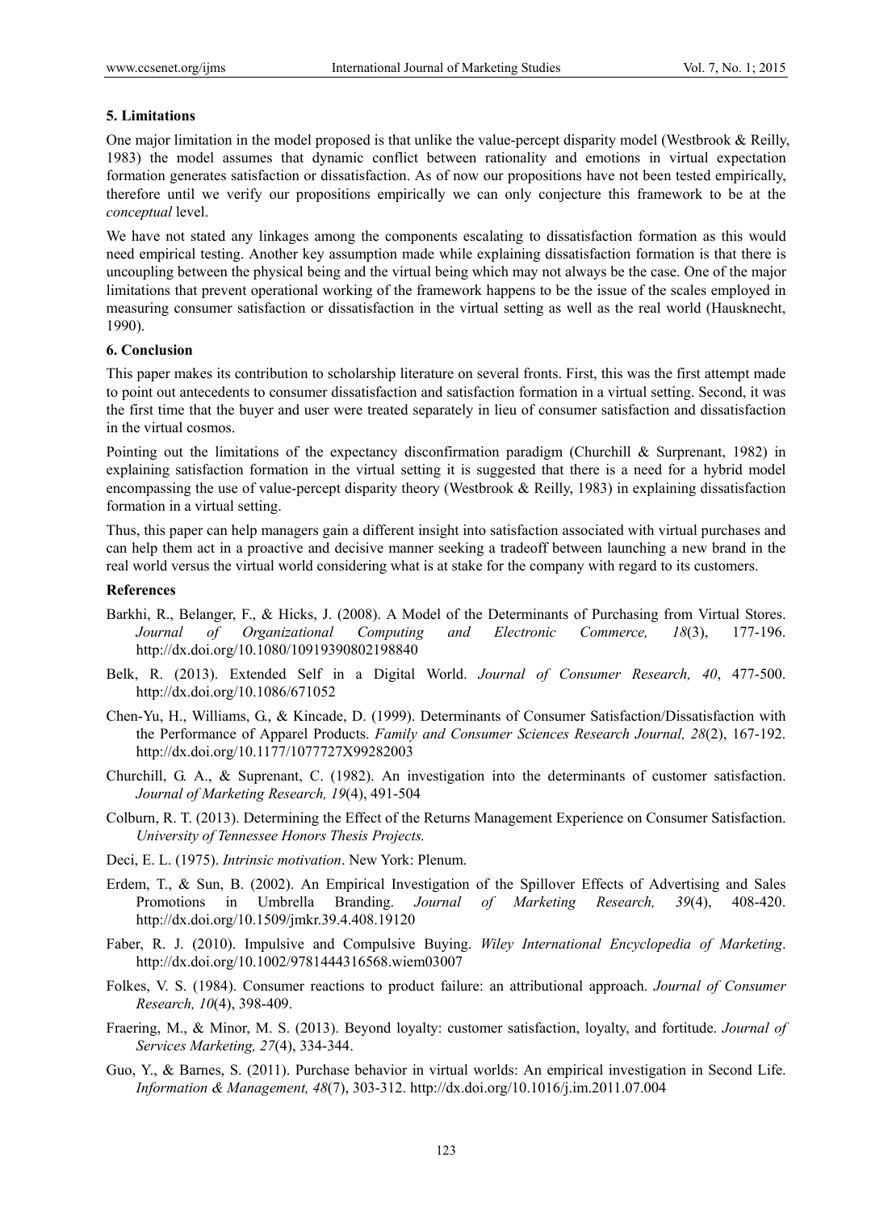## 5. Limitations

One major limitation in the model proposed is that unlike the value-percept disparity model (Westbrook & Reilly, 1983) the model assumes that dynamic conflict between rationality and emotions in virtual expectation formation generates satisfaction or dissatisfaction. As of now our propositions have not been tested empirically, therefore until we verify our propositions empirically we can only conjecture this framework to be at the *conceptual* level.

We have not stated any linkages among the components escalating to dissatisfaction formation as this would need empirical testing. Another key assumption made while explaining dissatisfaction formation is that there is uncoupling between the physical being and the virtual being which may not always be the case. One of the major limitations that prevent operational working of the framework happens to be the issue of the scales employed in measuring consumer satisfaction or dissatisfaction in the virtual setting as well as the real world (Hausknecht, 1990).

## 6. Conclusion

This paper makes its contribution to scholarship literature on several fronts. First, this was the first attempt made to point out antecedents to consumer dissatisfaction and satisfaction formation in a virtual setting. Second, it was the first time that the buyer and user were treated separately in lieu of consumer satisfaction and dissatisfaction in the virtual cosmos.

Pointing out the limitations of the expectancy disconfirmation paradigm (Churchill & Surprenant, 1982) in explaining satisfaction formation in the virtual setting it is suggested that there is a need for a hybrid model encompassing the use of value-percept disparity theory (Westbrook & Reilly, 1983) in explaining dissatisfaction formation in a virtual setting.

Thus, this paper can help managers gain a different insight into satisfaction associated with virtual purchases and can help them act in a proactive and decisive manner seeking a tradeoff between launching a new brand in the real world versus the virtual world considering what is at stake for the company with regard to its customers.

## References

Barkhi, R., Belanger, F., & Hicks, J. (2008). A Model of the Determinants of Purchasing from Virtual Stores. *Journal of Organizational Computing and Electronic Commerce, 18*(3), 177-196. http://dx.doi.org/10.1080/10919390802198840

Belk, R. (2013). Extended Self in a Digital World. *Journal of Consumer Research, 40*, 477-500. http://dx.doi.org/10.1086/671052

Chen-Yu, H., Williams, G., & Kincade, D. (1999). Determinants of Consumer Satisfaction/Dissatisfaction with the Performance of Apparel Products. *Family and Consumer Sciences Research Journal, 28*(2), 167-192. http://dx.doi.org/10.1177/1077727X99282003

Churchill, G. A., & Suprenant, C. (1982). An investigation into the determinants of customer satisfaction. *Journal of Marketing Research, 19*(4), 491-504

Colburn, R. T. (2013). Determining the Effect of the Returns Management Experience on Consumer Satisfaction. *University of Tennessee Honors Thesis Projects.*

Deci, E. L. (1975). *Intrinsic motivation*. New York: Plenum.

Erdem, T., & Sun, B. (2002). An Empirical Investigation of the Spillover Effects of Advertising and Sales Promotions in Umbrella Branding. *Journal of Marketing Research, 39*(4), 408-420. http://dx.doi.org/10.1509/jmkr.39.4.408.19120

Faber, R. J. (2010). Impulsive and Compulsive Buying. *Wiley International Encyclopedia of Marketing*. http://dx.doi.org/10.1002/9781444316568.wiem03007

Folkes, V. S. (1984). Consumer reactions to product failure: an attributional approach. *Journal of Consumer Research, 10*(4), 398-409.

Fraering, M., & Minor, M. S. (2013). Beyond loyalty: customer satisfaction, loyalty, and fortitude. *Journal of Services Marketing, 27*(4), 334-344.

Guo, Y., & Barnes, S. (2011). Purchase behavior in virtual worlds: An empirical investigation in Second Life. *Information & Management, 48*(7), 303-312. http://dx.doi.org/10.1016/j.im.2011.07.004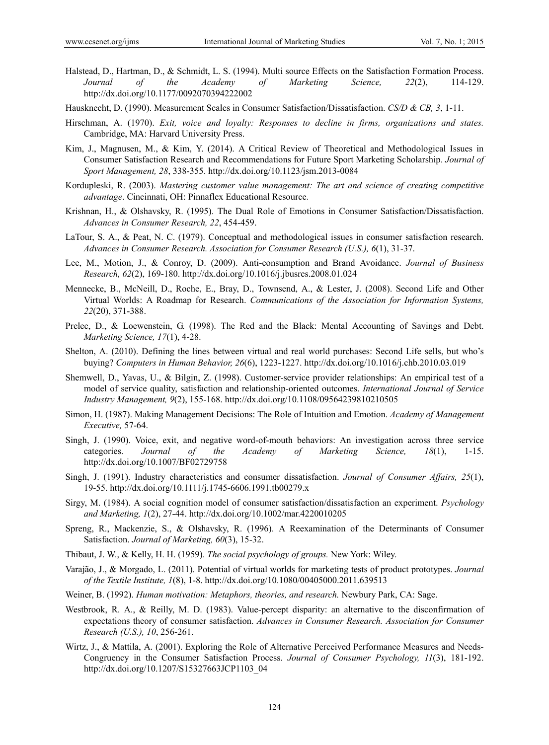Halstead, D., Hartman, D., & Schmidt, L. S. (1994). Multi source Effects on the Satisfaction Formation Process. *Journal of the Academy of Marketing Science, 22*(2), 114-129. http://dx.doi.org/10.1177/0092070394222002

Hausknecht, D. (1990). Measurement Scales in Consumer Satisfaction/Dissatisfaction. *CS/D & CB, 3*, 1-11.

Hirschman, A. (1970). *Exit, voice and loyalty: Responses to decline in firms, organizations and states.* Cambridge, MA: Harvard University Press.

Kim, J., Magnusen, M., & Kim, Y. (2014). A Critical Review of Theoretical and Methodological Issues in Consumer Satisfaction Research and Recommendations for Future Sport Marketing Scholarship. *Journal of Sport Management, 28*, 338-355. http://dx.doi.org/10.1123/jsm.2013-0084

Kordupleski, R. (2003). *Mastering customer value management: The art and science of creating competitive advantage*. Cincinnati, OH: Pinnaflex Educational Resource.

Krishnan, H., & Olshavsky, R. (1995). The Dual Role of Emotions in Consumer Satisfaction/Dissatisfaction. *Advances in Consumer Research, 22*, 454-459.

LaTour, S. A., & Peat, N. C. (1979). Conceptual and methodological issues in consumer satisfaction research. *Advances in Consumer Research. Association for Consumer Research (U.S.), 6*(1), 31-37.

Lee, M., Motion, J., & Conroy, D. (2009). Anti-consumption and Brand Avoidance. *Journal of Business Research, 62*(2), 169-180. http://dx.doi.org/10.1016/j.jbusres.2008.01.024

Mennecke, B., McNeill, D., Roche, E., Bray, D., Townsend, A., & Lester, J. (2008). Second Life and Other Virtual Worlds: A Roadmap for Research. *Communications of the Association for Information Systems, 22*(20), 371-388.

Prelec, D., & Loewenstein, G. (1998). The Red and the Black: Mental Accounting of Savings and Debt. *Marketing Science, 17*(1), 4-28.

Shelton, A. (2010). Defining the lines between virtual and real world purchases: Second Life sells, but who's buying? *Computers in Human Behavior, 26*(6), 1223-1227. http://dx.doi.org/10.1016/j.chb.2010.03.019

Shemwell, D., Yavas, U., & Bilgin, Z. (1998). Customer-service provider relationships: An empirical test of a model of service quality, satisfaction and relationship-oriented outcomes. *International Journal of Service Industry Management, 9*(2), 155-168. http://dx.doi.org/10.1108/09564239810210505

Simon, H. (1987). Making Management Decisions: The Role of Intuition and Emotion. *Academy of Management Executive,* 57-64.

Singh, J. (1990). Voice, exit, and negative word-of-mouth behaviors: An investigation across three service categories. *Journal of the Academy of Marketing Science, 18*(1), 1-15. http://dx.doi.org/10.1007/BF02729758

Singh, J. (1991). Industry characteristics and consumer dissatisfaction. *Journal of Consumer Affairs, 25*(1), 19-55. http://dx.doi.org/10.1111/j.1745-6606.1991.tb00279.x

Sirgy, M. (1984). A social cognition model of consumer satisfaction/dissatisfaction an experiment. *Psychology and Marketing, 1*(2), 27-44. http://dx.doi.org/10.1002/mar.4220010205

Spreng, R., Mackenzie, S., & Olshavsky, R. (1996). A Reexamination of the Determinants of Consumer Satisfaction. *Journal of Marketing, 60*(3), 15-32.

Thibaut, J. W., & Kelly, H. H. (1959). *The social psychology of groups.* New York: Wiley.

Varajão, J., & Morgado, L. (2011). Potential of virtual worlds for marketing tests of product prototypes. *Journal of the Textile Institute, 1*(8), 1-8. http://dx.doi.org/10.1080/00405000.2011.639513

Weiner, B. (1992). *Human motivation: Metaphors, theories, and research.* Newbury Park, CA: Sage.

Westbrook, R. A., & Reilly, M. D. (1983). Value-percept disparity: an alternative to the disconfirmation of expectations theory of consumer satisfaction. *Advances in Consumer Research. Association for Consumer Research (U.S.), 10*, 256-261.

Wirtz, J., & Mattila, A. (2001). Exploring the Role of Alternative Perceived Performance Measures and Needs-Congruency in the Consumer Satisfaction Process. *Journal of Consumer Psychology, 11*(3), 181-192. http://dx.doi.org/10.1207/S15327663JCP1103_04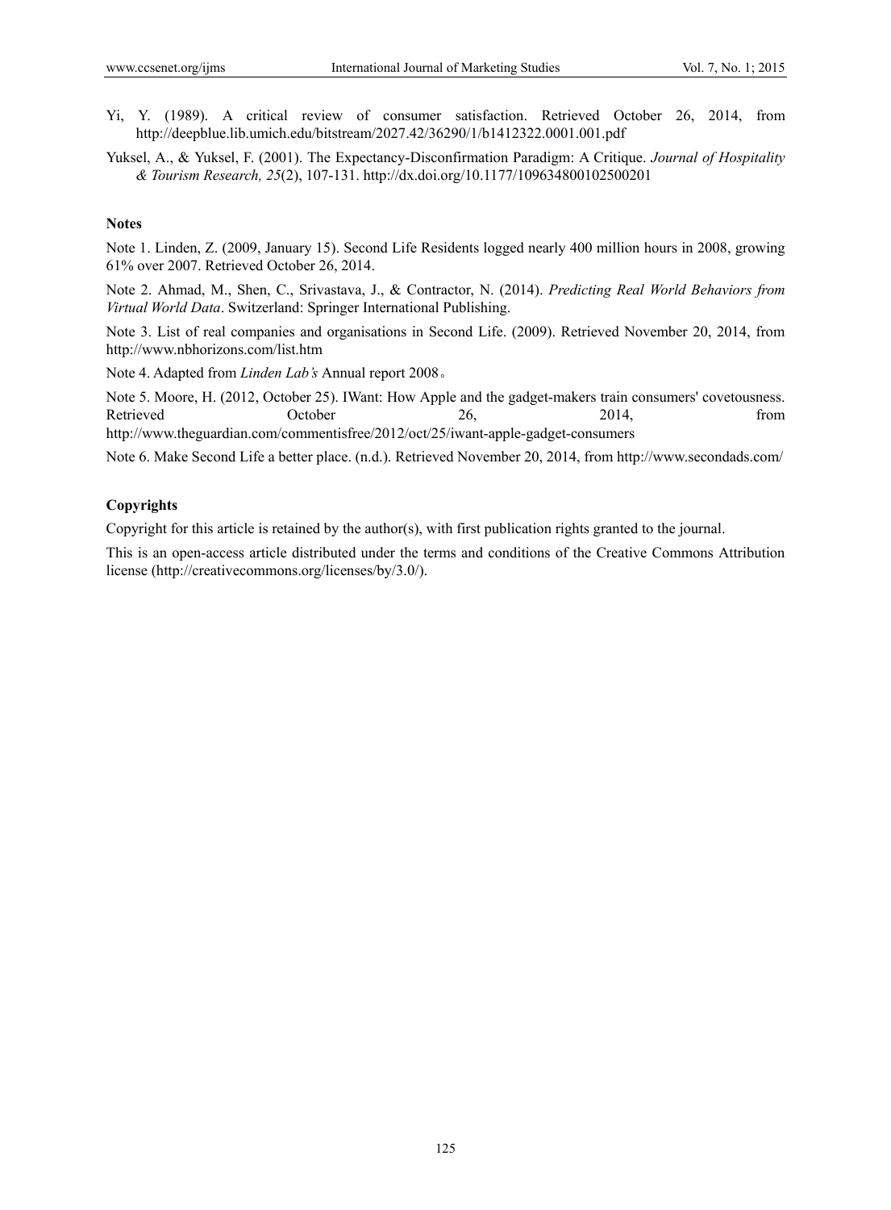Yi, Y. (1989). A critical review of consumer satisfaction. Retrieved October 26, 2014, from http://deepblue.lib.umich.edu/bitstream/2027.42/36290/1/b1412322.0001.001.pdf

Yuksel, A., & Yuksel, F. (2001). The Expectancy-Disconfirmation Paradigm: A Critique. *Journal of Hospitality & Tourism Research, 25*(2), 107-131. http://dx.doi.org/10.1177/109634800102500201

## Notes

Note 1. Linden, Z. (2009, January 15). Second Life Residents logged nearly 400 million hours in 2008, growing 61% over 2007. Retrieved October 26, 2014.

Note 2. Ahmad, M., Shen, C., Srivastava, J., & Contractor, N. (2014). *Predicting Real World Behaviors from Virtual World Data*. Switzerland: Springer International Publishing.

Note 3. List of real companies and organisations in Second Life. (2009). Retrieved November 20, 2014, from http://www.nbhorizons.com/list.htm

Note 4. Adapted from *Linden Lab's* Annual report 2008。

Note 5. Moore, H. (2012, October 25). IWant: How Apple and the gadget-makers train consumers' covetousness. Retrieved October 26, 2014, from http://www.theguardian.com/commentisfree/2012/oct/25/iwant-apple-gadget-consumers

Note 6. Make Second Life a better place. (n.d.). Retrieved November 20, 2014, from http://www.secondads.com/

## Copyrights

Copyright for this article is retained by the author(s), with first publication rights granted to the journal.

This is an open-access article distributed under the terms and conditions of the Creative Commons Attribution license (http://creativecommons.org/licenses/by/3.0/).